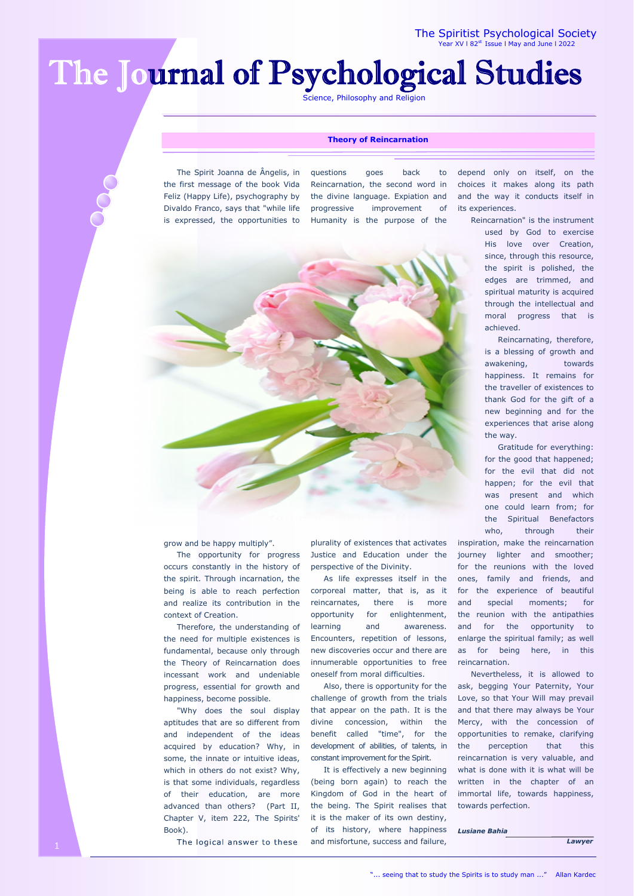# The Journal of Psychological Studies

Science, Philosophy and Religion

## Theory of Reincarnation

The Spirit Joanna de Ângelis, in the first message of the book Vida Feliz (Happy Life), psychography by Divaldo Franco, says that "while life is expressed, the opportunities to grow and be happy multiply".

The opportunity for progress occurs constantly in the history of the spirit. Through incarnation, the being is able to reach perfection and realize its contribution in the context of Creation.

Therefore, the understanding of the need for multiple existences is fundamental, because only through the Theory of Reincarnation does incessant work and undeniable progress, essential for growth and happiness, become possible.

"Why does the soul display aptitudes that are so different from and independent of the ideas acquired by education? Why, in some, the innate or intuitive ideas, which in others do not exist? Why, is that some individuals, regardless of their education, are more advanced than others? (Part II, Chapter V, item 222, The Spirits' Book).

The logical answer to these questions goes back to Reincarnation, the second word in the divine language. Expiation and progressive improvement of Humanity is the purpose of the plurality of existences that activates Justice and Education under the perspective of the Divinity.

As life expresses itself in the corporeal matter, that is, as it reincarnates, there is more opportunity for enlightenment, learning and awareness. Encounters, repetition of lessons, new discoveries occur and there are innumerable opportunities to free oneself from moral difficulties.

Also, there is opportunity for the challenge of growth from the trials that appear on the path. It is the divine concession, within the benefit called "time", for the development of abilities, of talents, in constant improvement for the Spirit.

It is effectively a new beginning (being born again) to reach the Kingdom of God in the heart of the being. The Spirit realises that it is the maker of its own destiny, of its history, where happiness and misfortune, success and failure, depend only on itself, on the choices it makes along its path and the way it conducts itself in its experiences.

Reincarnation" is the instrument used by God to exercise His love over Creation, since, through this resource, the spirit is polished, the edges are trimmed, and spiritual maturity is acquired through the intellectual and moral progress that is achieved.

Reincarnating, therefore, is a blessing of growth and awakening, towards happiness. It remains for the traveller of existences to thank God for the gift of a new beginning and for the experiences that arise along the way.

Gratitude for everything: for the good that happened; for the evil that did not happen; for the evil that was present and which one could learn from; for the Spiritual Benefactors who, through their inspiration, make the reincarnation journey lighter and smoother; for the reunions with the loved ones, family and friends, and for the experience of beautiful and special moments; for the reunion with the antipathies and for the opportunity to enlarge the spiritual family; as well as for being here, in this reincarnation.

Nevertheless, it is allowed to ask, begging Your Paternity, Your Love, so that Your Will may prevail and that there may always be Your Mercy, with the concession of opportunities to remake, clarifying the perception that this reincarnation is very valuable, and what is done with it is what will be written in the chapter of an immortal life, towards happiness, towards perfection.

***Lusiane Bahia***

***Lawyer***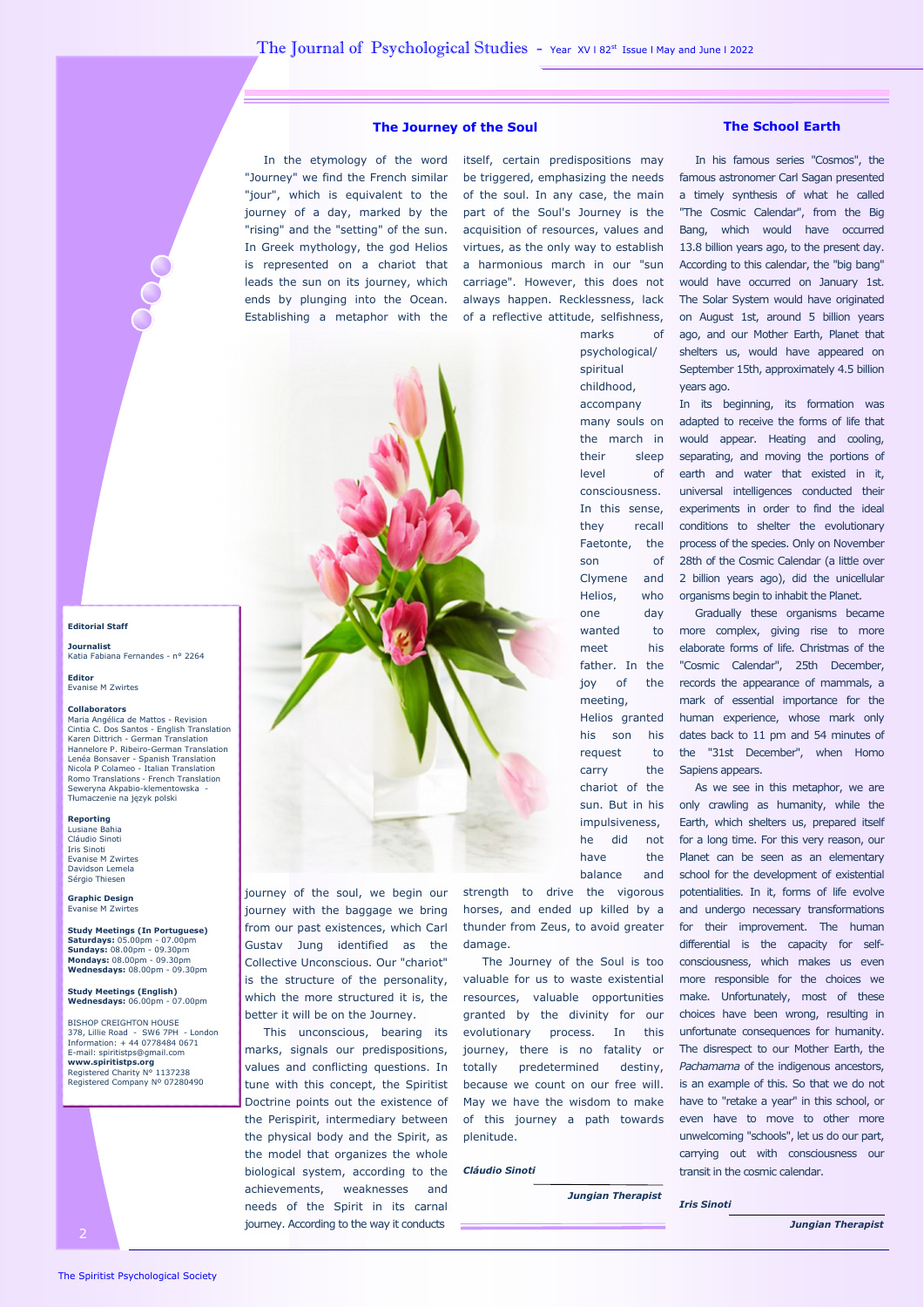## The Journey of the Soul

In the etymology of the word "Journey" we find the French similar "jour", which is equivalent to the journey of a day, marked by the "rising" and the "setting" of the sun. In Greek mythology, the god Helios is represented on a chariot that leads the sun on its journey, which ends by plunging into the Ocean. Establishing a metaphor with the journey of the soul, we begin our journey with the baggage we bring from our past existences, which Carl Gustav Jung identified as the Collective Unconscious. Our "chariot" is the structure of the personality, which the more structured it is, the better it will be on the Journey.

This unconscious, bearing its marks, signals our predispositions, values and conflicting questions. In tune with this concept, the Spiritist Doctrine points out the existence of the Perispirit, intermediary between the physical body and the Spirit, as the model that organizes the whole biological system, according to the achievements, weaknesses and needs of the Spirit in its carnal journey. According to the way it conducts itself, certain predispositions may be triggered, emphasizing the needs of the soul. In any case, the main part of the Soul's Journey is the acquisition of resources, values and virtues, as the only way to establish a harmonious march in our "sun carriage". However, this does not always happen. Recklessness, lack of a reflective attitude, selfishness, marks of psychological/ spiritual childhood, accompany many souls on the march in their sleep level of consciousness. In this sense, they recall Faetonte, the son of Clymene and Helios, who one day wanted to meet his father. In the joy of the meeting, Helios granted his son his request to carry the chariot of the sun. But in his impulsiveness, he did not have the balance and strength to drive the vigorous horses, and ended up killed by a thunder from Zeus, to avoid greater damage.

The Journey of the Soul is too valuable for us to waste existential resources, valuable opportunities granted by the divinity for our evolutionary process. In this journey, there is no fatality or totally predetermined destiny, because we count on our free will. May we have the wisdom to make of this journey a path towards plenitude.

***Cláudio Sinoti***

***Jungian Therapist***

## The School Earth

In his famous series "Cosmos", the famous astronomer Carl Sagan presented a timely synthesis of what he called "The Cosmic Calendar", from the Big Bang, which would have occurred 13.8 billion years ago, to the present day. According to this calendar, the "big bang" would have occurred on January 1st. The Solar System would have originated on August 1st, around 5 billion years ago, and our Mother Earth, Planet that shelters us, would have appeared on September 15th, approximately 4.5 billion years ago.

In its beginning, its formation was adapted to receive the forms of life that would appear. Heating and cooling, separating, and moving the portions of earth and water that existed in it, universal intelligences conducted their experiments in order to find the ideal conditions to shelter the evolutionary process of the species. Only on November 28th of the Cosmic Calendar (a little over 2 billion years ago), did the unicellular organisms begin to inhabit the Planet.

Gradually these organisms became more complex, giving rise to more elaborate forms of life. Christmas of the "Cosmic Calendar", 25th December, records the appearance of mammals, a mark of essential importance for the human experience, whose mark only dates back to 11 pm and 54 minutes of the "31st December", when Homo Sapiens appears.

As we see in this metaphor, we are only crawling as humanity, while the Earth, which shelters us, prepared itself for a long time. For this very reason, our Planet can be seen as an elementary school for the development of existential potentialities. In it, forms of life evolve and undergo necessary transformations for their improvement. The human differential is the capacity for self-consciousness, which makes us even more responsible for the choices we make. Unfortunately, most of these choices have been wrong, resulting in unfortunate consequences for humanity. The disrespect to our Mother Earth, the *Pachamama* of the indigenous ancestors, is an example of this. So that we do not have to "retake a year" in this school, or even have to move to other more unwelcoming "schools", let us do our part, carrying out with consciousness our transit in the cosmic calendar.

***Iris Sinoti***

***Jungian Therapist***

---

**Editorial Staff**

**Journalist**
Katia Fabiana Fernandes - nº 2264

**Editor**
Evanise M Zwirtes

**Collaborators**
Maria Angélica de Mattos - Revision
Cintia C. Dos Santos - English Translation
Karen Dittrich - German Translation
Hannelore P. Ribeiro-German Translation
Lenéa Bonsaver - Spanish Translation
Nicola P Colameo - Italian Translation
Romo Translations - French Translation
Seweryna Akpabio-klementowska - Tłumaczenie na język polski

**Reporting**
Lusiane Bahia
Cláudio Sinoti
Iris Sinoti
Evanise M Zwirtes
Davidson Lemela
Sérgio Thiesen

**Graphic Design**
Evanise M Zwirtes

**Study Meetings (In Portuguese)**
**Saturdays:** 05.00pm - 07.00pm
**Sundays:** 08.00pm - 09.30pm
**Mondays:** 08.00pm - 09.30pm
**Wednesdays:** 08.00pm - 09.30pm

**Study Meetings (English)**
**Wednesdays:** 06.00pm - 07.00pm

BISHOP CREIGHTON HOUSE
378, Lillie Road - SW6 7PH - London
Information: + 44 0778484 0671
E-mail: spiritistps@gmail.com
**www.spiritistps.org**
Registered Charity Nº 1137238
Registered Company Nº 07280490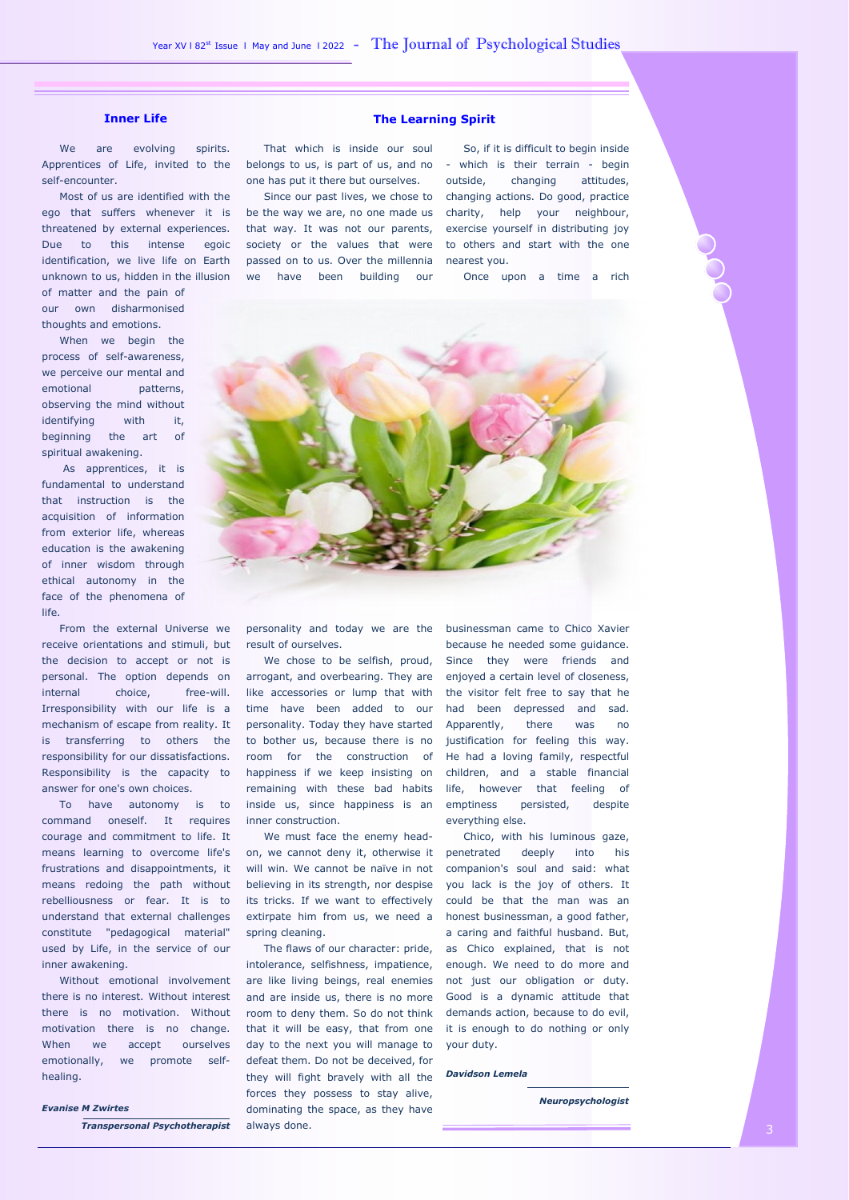## Inner Life

We are evolving spirits. Apprentices of Life, invited to the self-encounter.

Most of us are identified with the ego that suffers whenever it is threatened by external experiences. Due to this intense egoic identification, we live life on Earth unknown to us, hidden in the illusion of matter and the pain of our own disharmonised thoughts and emotions.

When we begin the process of self-awareness, we perceive our mental and emotional patterns, observing the mind without identifying with it, beginning the art of spiritual awakening.

As apprentices, it is fundamental to understand that instruction is the acquisition of information from exterior life, whereas education is the awakening of inner wisdom through ethical autonomy in the face of the phenomena of life.

From the external Universe we receive orientations and stimuli, but the decision to accept or not is personal. The option depends on internal choice, free-will. Irresponsibility with our life is a mechanism of escape from reality. It is transferring to others the responsibility for our dissatisfactions. Responsibility is the capacity to answer for one's own choices.

To have autonomy is to command oneself. It requires courage and commitment to life. It means learning to overcome life's frustrations and disappointments, it means redoing the path without rebelliousness or fear. It is to understand that external challenges constitute "pedagogical material" used by Life, in the service of our inner awakening.

Without emotional involvement there is no interest. Without interest there is no motivation. Without motivation there is no change. When we accept ourselves emotionally, we promote self-healing.

***Evanise M Zwirtes***

***Transpersonal Psychotherapist***

## The Learning Spirit

That which is inside our soul belongs to us, is part of us, and no one has put it there but ourselves.

Since our past lives, we chose to be the way we are, no one made us that way. It was not our parents, society or the values that were passed on to us. Over the millennia we have been building our personality and today we are the result of ourselves.

We chose to be selfish, proud, arrogant, and overbearing. They are like accessories or lump that with time have been added to our personality. Today they have started to bother us, because there is no room for the construction of happiness if we keep insisting on remaining with these bad habits inside us, since happiness is an inner construction.

We must face the enemy head-on, we cannot deny it, otherwise it will win. We cannot be naïve in not believing in its strength, nor despise its tricks. If we want to effectively extirpate him from us, we need a spring cleaning.

The flaws of our character: pride, intolerance, selfishness, impatience, are like living beings, real enemies and are inside us, there is no more room to deny them. So do not think that it will be easy, that from one day to the next you will manage to defeat them. Do not be deceived, for they will fight bravely with all the forces they possess to stay alive, dominating the space, as they have always done.

So, if it is difficult to begin inside - which is their terrain - begin outside, changing attitudes, changing actions. Do good, practice charity, help your neighbour, exercise yourself in distributing joy to others and start with the one nearest you.

Once upon a time a rich businessman came to Chico Xavier because he needed some guidance. Since they were friends and enjoyed a certain level of closeness, the visitor felt free to say that he had been depressed and sad. Apparently, there was no justification for feeling this way. He had a loving family, respectful children, and a stable financial life, however that feeling of emptiness persisted, despite everything else.

Chico, with his luminous gaze, penetrated deeply into his companion's soul and said: what you lack is the joy of others. It could be that the man was an honest businessman, a good father, a caring and faithful husband. But, as Chico explained, that is not enough. We need to do more and not just our obligation or duty. Good is a dynamic attitude that demands action, because to do evil, it is enough to do nothing or only your duty.

***Davidson Lemela***

***Neuropsychologist***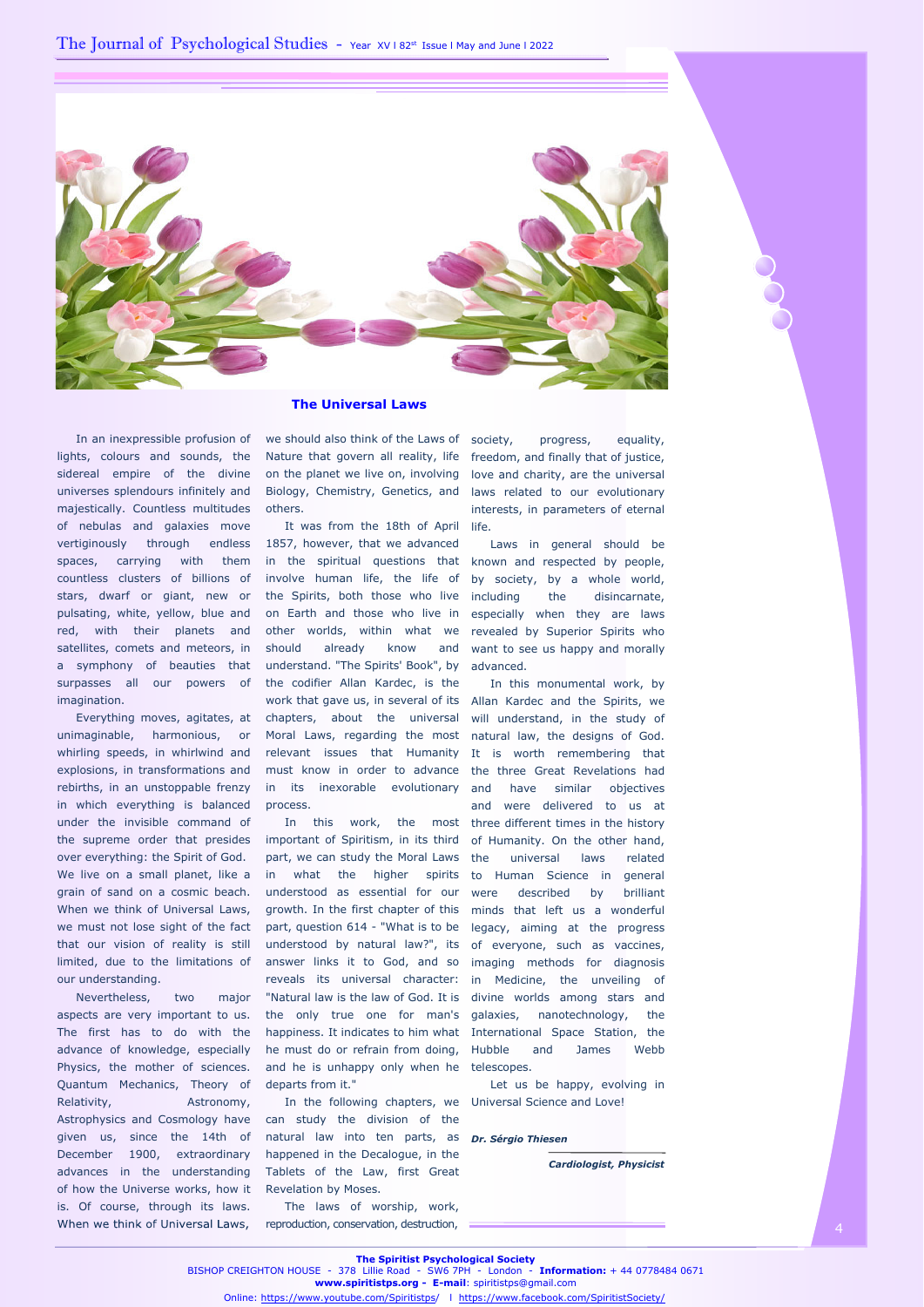## The Universal Laws

In an inexpressible profusion of lights, colours and sounds, the sidereal empire of the divine universes splendours infinitely and majestically. Countless multitudes of nebulas and galaxies move vertiginously through endless spaces, carrying with them countless clusters of billions of stars, dwarf or giant, new or pulsating, white, yellow, blue and red, with their planets and satellites, comets and meteors, in a symphony of beauties that surpasses all our powers of imagination.

Everything moves, agitates, at unimaginable, harmonious, or whirling speeds, in whirlwind and explosions, in transformations and rebirths, in an unstoppable frenzy in which everything is balanced under the invisible command of the supreme order that presides over everything: the Spirit of God. We live on a small planet, like a grain of sand on a cosmic beach. When we think of Universal Laws, we must not lose sight of the fact that our vision of reality is still limited, due to the limitations of our understanding.

Nevertheless, two major aspects are very important to us. The first has to do with the advance of knowledge, especially Physics, the mother of sciences. Quantum Mechanics, Theory of Relativity, Astronomy, Astrophysics and Cosmology have given us, since the 14th of December 1900, extraordinary advances in the understanding of how the Universe works, how it is. Of course, through its laws. When we think of Universal Laws, we should also think of the Laws of Nature that govern all reality, life on the planet we live on, involving Biology, Chemistry, Genetics, and others.

It was from the 18th of April 1857, however, that we advanced in the spiritual questions that involve human life, the life of the Spirits, both those who live on Earth and those who live in other worlds, within what we should already know and understand. "The Spirits' Book", by the codifier Allan Kardec, is the work that gave us, in several of its chapters, about the universal Moral Laws, regarding the most relevant issues that Humanity must know in order to advance in its inexorable evolutionary process.

In this work, the most important of Spiritism, in its third part, we can study the Moral Laws in what the higher spirits understood as essential for our growth. In the first chapter of this part, question 614 - "What is to be understood by natural law?", its answer links it to God, and so reveals its universal character: "Natural law is the law of God. It is the only true one for man's happiness. It indicates to him what he must do or refrain from doing, and he is unhappy only when he departs from it."

In the following chapters, we can study the division of the natural law into ten parts, as happened in the Decalogue, in the Tablets of the Law, first Great Revelation by Moses.

The laws of worship, work, reproduction, conservation, destruction, society, progress, equality, freedom, and finally that of justice, love and charity, are the universal laws related to our evolutionary interests, in parameters of eternal life.

Laws in general should be known and respected by people, by society, by a whole world, including the disincarnate, especially when they are laws revealed by Superior Spirits who want to see us happy and morally advanced.

In this monumental work, by Allan Kardec and the Spirits, we will understand, in the study of natural law, the designs of God. It is worth remembering that the three Great Revelations had and have similar objectives and were delivered to us at three different times in the history of Humanity. On the other hand, the universal laws related to Human Science in general were described by brilliant minds that left us a wonderful legacy, aiming at the progress of everyone, such as vaccines, imaging methods for diagnosis in Medicine, the unveiling of divine worlds among stars and galaxies, nanotechnology, the International Space Station, the Hubble and James Webb telescopes.

Let us be happy, evolving in Universal Science and Love!

***Dr. Sérgio Thiesen***

***Cardiologist, Physicist***

**The Spiritist Psychological Society**
BISHOP CREIGHTON HOUSE - 378 Lillie Road - SW6 7PH - London - **Information:** + 44 0778484 0671
**www.spiritistps.org - E-mail**: spiritistps@gmail.com
Online: https://www.youtube.com/Spiritistps/ | https://www.facebook.com/SpiritistSociety/